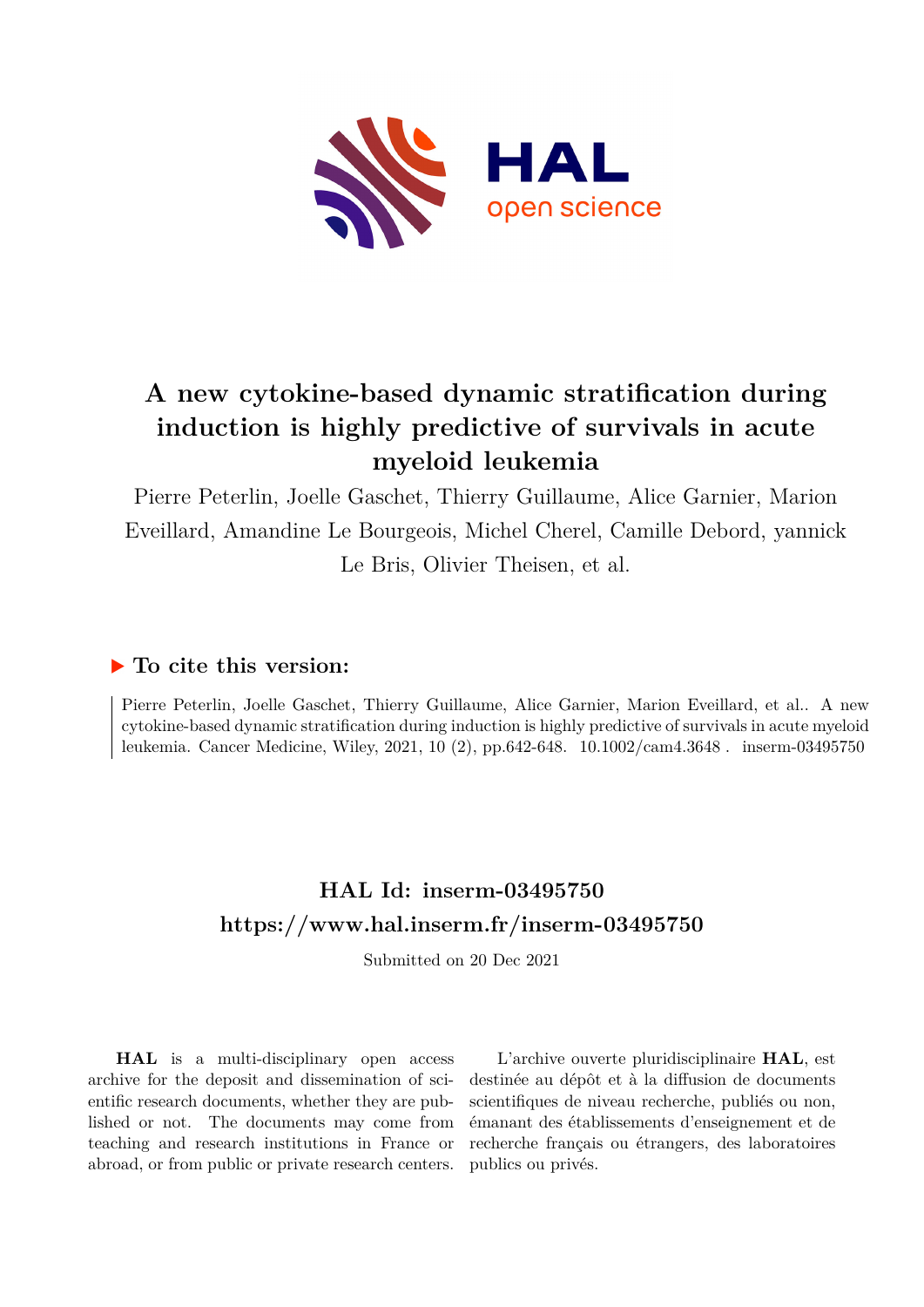# A new cytokine-based dynamic stratification during induction is highly predictive of survivals in acute myeloid leukemia

Pierre Peterlin, Joelle Gaschet, Thierry Guillaume, Alice Garnier, Marion Eveillard, Amandine Le Bourgeois, Michel Cherel, Camille Debord, yannick Le Bris, Olivier Theisen, et al.

## ▶ To cite this version:

Pierre Peterlin, Joelle Gaschet, Thierry Guillaume, Alice Garnier, Marion Eveillard, et al.. A new cytokine-based dynamic stratification during induction is highly predictive of survivals in acute myeloid leukemia. Cancer Medicine, Wiley, 2021, 10 (2), pp.642-648. 10.1002/cam4.3648 . inserm-03495750

## HAL Id: inserm-03495750
## https://www.hal.inserm.fr/inserm-03495750

Submitted on 20 Dec 2021

**HAL** is a multi-disciplinary open access archive for the deposit and dissemination of scientific research documents, whether they are published or not. The documents may come from teaching and research institutions in France or abroad, or from public or private research centers.

L'archive ouverte pluridisciplinaire **HAL**, est destinée au dépôt et à la diffusion de documents scientifiques de niveau recherche, publiés ou non, émanant des établissements d'enseignement et de recherche français ou étrangers, des laboratoires publics ou privés.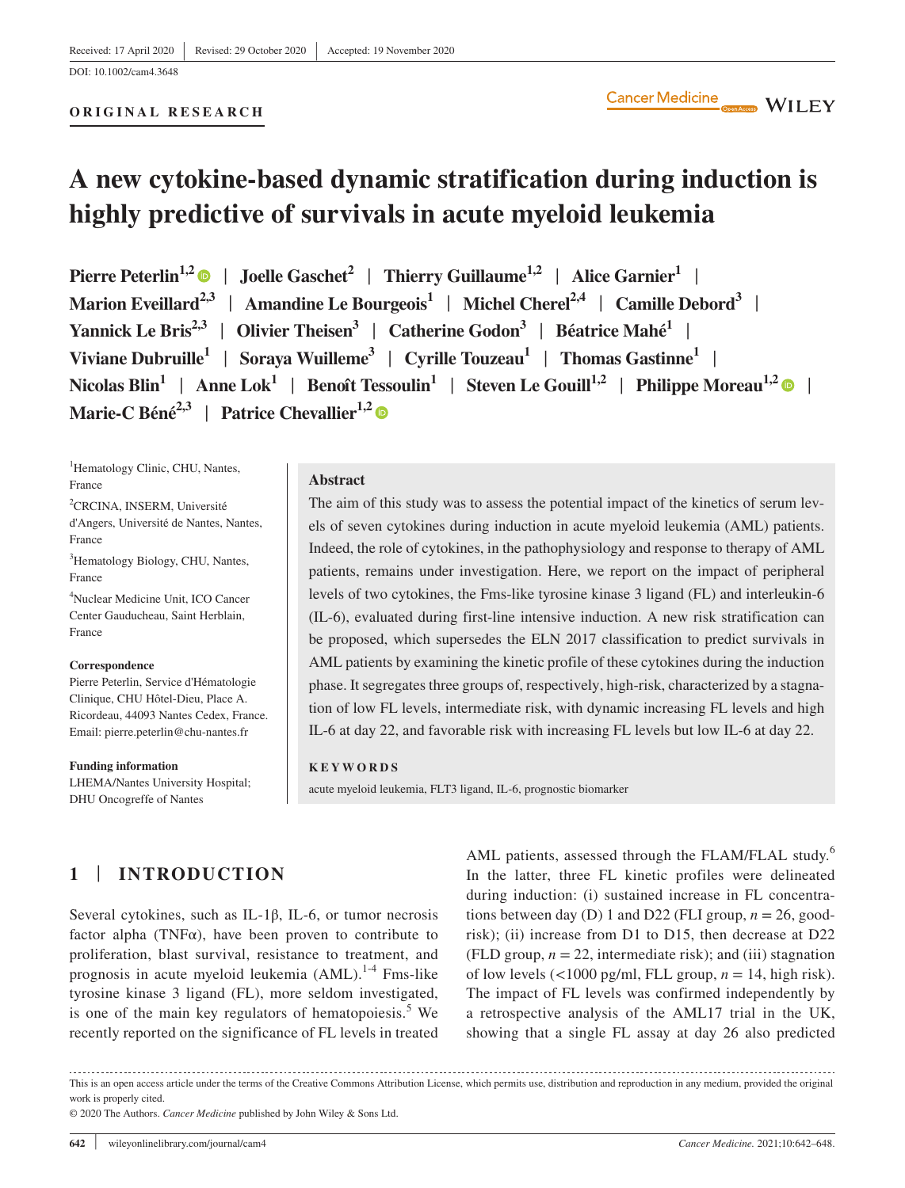Received: 17 April 2020 | Revised: 29 October 2020 | Accepted: 19 November 2020

DOI: 10.1002/cam4.3648

**ORIGINAL RESEARCH**

# A new cytokine-based dynamic stratification during induction is highly predictive of survivals in acute myeloid leukemia

**Pierre Peterlin[1,2] | Joelle Gaschet[2] | Thierry Guillaume[1,2] | Alice Garnier[1] | Marion Eveillard[2,3] | Amandine Le Bourgeois[1] | Michel Cherel[2,4] | Camille Debord[3] | Yannick Le Bris[2,3] | Olivier Theisen[3] | Catherine Godon[3] | Béatrice Mahé[1] | Viviane Dubruille[1] | Soraya Wuilleme[3] | Cyrille Touzeau[1] | Thomas Gastinne[1] | Nicolas Blin[1] | Anne Lok[1] | Benoît Tessoulin[1] | Steven Le Gouill[1,2] | Philippe Moreau[1,2] | Marie-C Béné[2,3] | Patrice Chevallier[1,2]**

[1]Hematology Clinic, CHU, Nantes, France

[2]CRCINA, INSERM, Université d'Angers, Université de Nantes, Nantes, France

[3]Hematology Biology, CHU, Nantes, France

[4]Nuclear Medicine Unit, ICO Cancer Center Gauducheau, Saint Herblain, France

**Correspondence**
Pierre Peterlin, Service d'Hématologie Clinique, CHU Hôtel-Dieu, Place A. Ricordeau, 44093 Nantes Cedex, France.
Email: pierre.peterlin@chu-nantes.fr

**Funding information**
LHEMA/Nantes University Hospital; DHU Oncogreffe of Nantes

## Abstract

The aim of this study was to assess the potential impact of the kinetics of serum levels of seven cytokines during induction in acute myeloid leukemia (AML) patients. Indeed, the role of cytokines, in the pathophysiology and response to therapy of AML patients, remains under investigation. Here, we report on the impact of peripheral levels of two cytokines, the Fms-like tyrosine kinase 3 ligand (FL) and interleukin-6 (IL-6), evaluated during first-line intensive induction. A new risk stratification can be proposed, which supersedes the ELN 2017 classification to predict survivals in AML patients by examining the kinetic profile of these cytokines during the induction phase. It segregates three groups of, respectively, high-risk, characterized by a stagnation of low FL levels, intermediate risk, with dynamic increasing FL levels and high IL-6 at day 22, and favorable risk with increasing FL levels but low IL-6 at day 22.

**KEYWORDS**

acute myeloid leukemia, FLT3 ligand, IL-6, prognostic biomarker

## 1 | INTRODUCTION

Several cytokines, such as IL-1β, IL-6, or tumor necrosis factor alpha (TNFα), have been proven to contribute to proliferation, blast survival, resistance to treatment, and prognosis in acute myeloid leukemia (AML).[1-4] Fms-like tyrosine kinase 3 ligand (FL), more seldom investigated, is one of the main key regulators of hematopoiesis.[5] We recently reported on the significance of FL levels in treated AML patients, assessed through the FLAM/FLAL study.[6] In the latter, three FL kinetic profiles were delineated during induction: (i) sustained increase in FL concentrations between day (D) 1 and D22 (FLI group, $n = 26$, good-risk); (ii) increase from D1 to D15, then decrease at D22 (FLD group, $n = 22$, intermediate risk); and (iii) stagnation of low levels (<1000 pg/ml, FLL group, $n = 14$, high risk). The impact of FL levels was confirmed independently by a retrospective analysis of the AML17 trial in the UK, showing that a single FL assay at day 26 also predicted

This is an open access article under the terms of the Creative Commons Attribution License, which permits use, distribution and reproduction in any medium, provided the original work is properly cited.

© 2020 The Authors. *Cancer Medicine* published by John Wiley & Sons Ltd.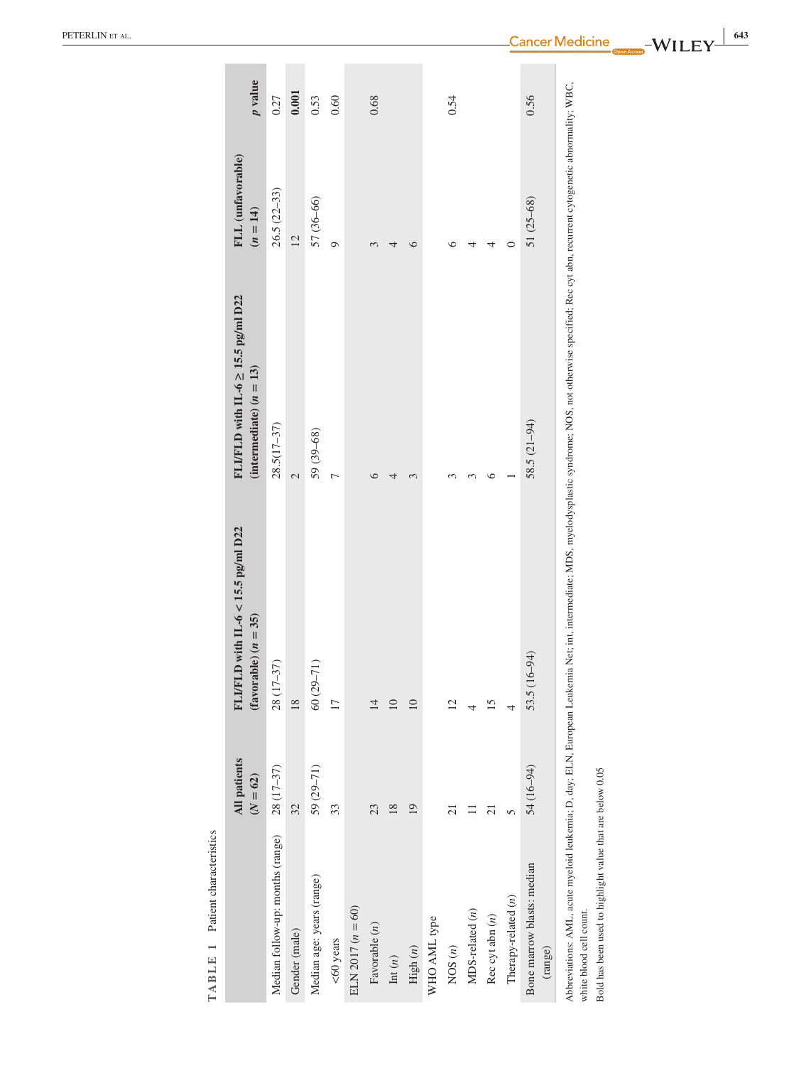**TABLE 1** Patient characteristics

| | All patients ($N = 62$) | FLI/FLD with IL-6 < 15.5 pg/ml D22 (favorable) ($n = 35$) | FLI/FLD with IL-6 ≥ 15.5 pg/ml D22 (intermediate) ($n = 13$) | FLL (unfavorable) ($n = 14$) | *p* value |
|---|---|---|---|---|---|
| Median follow-up: months (range) | 28 (17–37) | 28 (17–37) | 28.5(17–37) | 26.5 (22–33) | 0.27 |
| Gender (male) | 32 | 18 | 2 | 12 | **0.001** |
| Median age: years (range) | 59 (29–71) | 60 (29–71) | 59 (39–68) | 57 (36–66) | 0.53 |
| <60 years | 33 | 17 | 7 | 9 | 0.60 |
| ELN 2017 ($n = 60$) | | | | | |
| Favorable ($n$) | 23 | 14 | 6 | 3 | 0.68 |
| Int ($n$) | 18 | 10 | 4 | 4 | |
| High ($n$) | 19 | 10 | 3 | 6 | |
| WHO AML type | | | | | |
| NOS ($n$) | 21 | 12 | 3 | 6 | 0.54 |
| MDS-related ($n$) | 11 | 4 | 3 | 4 | |
| Rec cyt abn ($n$) | 21 | 15 | 6 | 4 | |
| Therapy-related ($n$) | 5 | 4 | 1 | 0 | |
| Bone marrow blasts: median (range) | 54 (16–94) | 53.5 (16–94) | 58.5 (21–94) | 51 (25–68) | 0.56 |

Abbreviations: AML, acute myeloid leukemia; D, day; ELN, European Leukemia Net; int, intermediate; MDS, myelodysplastic syndrome; NOS, not otherwise specified; Rec cyt abn, recurrent cytogenetic abnormality; WBC, white blood cell count.

Bold has been used to highlight value that are below 0.05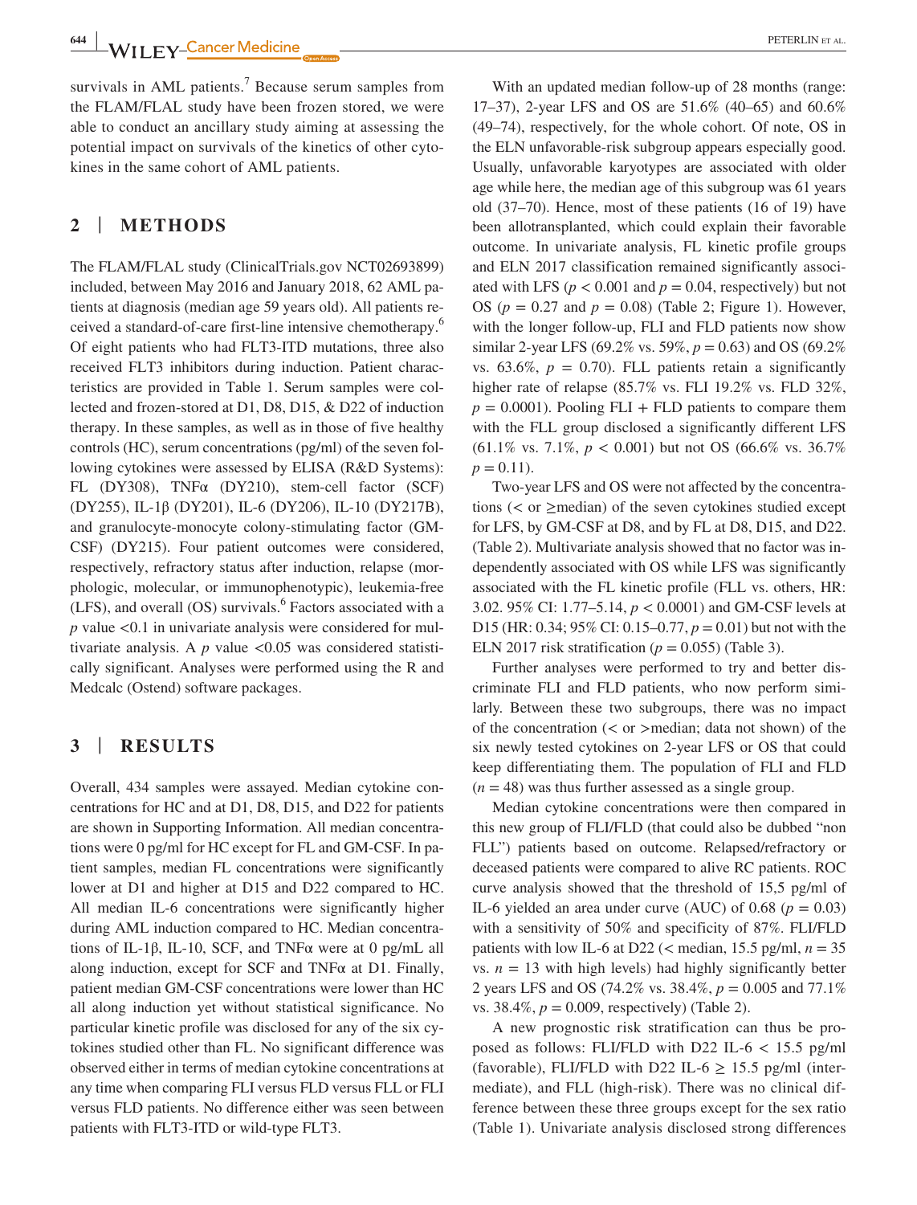survivals in AML patients.[7] Because serum samples from the FLAM/FLAL study have been frozen stored, we were able to conduct an ancillary study aiming at assessing the potential impact on survivals of the kinetics of other cytokines in the same cohort of AML patients.

## 2 | METHODS

The FLAM/FLAL study (ClinicalTrials.gov NCT02693899) included, between May 2016 and January 2018, 62 AML patients at diagnosis (median age 59 years old). All patients received a standard-of-care first-line intensive chemotherapy.[6] Of eight patients who had FLT3-ITD mutations, three also received FLT3 inhibitors during induction. Patient characteristics are provided in Table 1. Serum samples were collected and frozen-stored at D1, D8, D15, & D22 of induction therapy. In these samples, as well as in those of five healthy controls (HC), serum concentrations (pg/ml) of the seven following cytokines were assessed by ELISA (R&D Systems): FL (DY308), TNFα (DY210), stem-cell factor (SCF) (DY255), IL-1β (DY201), IL-6 (DY206), IL-10 (DY217B), and granulocyte-monocyte colony-stimulating factor (GM-CSF) (DY215). Four patient outcomes were considered, respectively, refractory status after induction, relapse (morphologic, molecular, or immunophenotypic), leukemia-free (LFS), and overall (OS) survivals.[6] Factors associated with a *p* value <0.1 in univariate analysis were considered for multivariate analysis. A *p* value <0.05 was considered statistically significant. Analyses were performed using the R and Medcalc (Ostend) software packages.

## 3 | RESULTS

Overall, 434 samples were assayed. Median cytokine concentrations for HC and at D1, D8, D15, and D22 for patients are shown in Supporting Information. All median concentrations were 0 pg/ml for HC except for FL and GM-CSF. In patient samples, median FL concentrations were significantly lower at D1 and higher at D15 and D22 compared to HC. All median IL-6 concentrations were significantly higher during AML induction compared to HC. Median concentrations of IL-1β, IL-10, SCF, and TNFα were at 0 pg/mL all along induction, except for SCF and TNFα at D1. Finally, patient median GM-CSF concentrations were lower than HC all along induction yet without statistical significance. No particular kinetic profile was disclosed for any of the six cytokines studied other than FL. No significant difference was observed either in terms of median cytokine concentrations at any time when comparing FLI versus FLD versus FLL or FLI versus FLD patients. No difference either was seen between patients with FLT3-ITD or wild-type FLT3.

With an updated median follow-up of 28 months (range: 17–37), 2-year LFS and OS are 51.6% (40–65) and 60.6% (49–74), respectively, for the whole cohort. Of note, OS in the ELN unfavorable-risk subgroup appears especially good. Usually, unfavorable karyotypes are associated with older age while here, the median age of this subgroup was 61 years old (37–70). Hence, most of these patients (16 of 19) have been allotransplanted, which could explain their favorable outcome. In univariate analysis, FL kinetic profile groups and ELN 2017 classification remained significantly associated with LFS ($p < 0.001$ and $p = 0.04$, respectively) but not OS ($p = 0.27$ and $p = 0.08$) (Table 2; Figure 1). However, with the longer follow-up, FLI and FLD patients now show similar 2-year LFS (69.2% vs. 59%, $p = 0.63$) and OS (69.2% vs. 63.6%, $p = 0.70$). FLL patients retain a significantly higher rate of relapse (85.7% vs. FLI 19.2% vs. FLD 32%, $p = 0.0001$). Pooling FLI + FLD patients to compare them with the FLL group disclosed a significantly different LFS (61.1% vs. 7.1%, $p < 0.001$) but not OS (66.6% vs. 36.7% $p = 0.11$).

Two-year LFS and OS were not affected by the concentrations (< or ≥median) of the seven cytokines studied except for LFS, by GM-CSF at D8, and by FL at D8, D15, and D22. (Table 2). Multivariate analysis showed that no factor was independently associated with OS while LFS was significantly associated with the FL kinetic profile (FLL vs. others, HR: 3.02. 95% CI: 1.77–5.14, $p < 0.0001$) and GM-CSF levels at D15 (HR: 0.34; 95% CI: 0.15–0.77, $p = 0.01$) but not with the ELN 2017 risk stratification ($p = 0.055$) (Table 3).

Further analyses were performed to try and better discriminate FLI and FLD patients, who now perform similarly. Between these two subgroups, there was no impact of the concentration (< or >median; data not shown) of the six newly tested cytokines on 2-year LFS or OS that could keep differentiating them. The population of FLI and FLD ($n = 48$) was thus further assessed as a single group.

Median cytokine concentrations were then compared in this new group of FLI/FLD (that could also be dubbed "non FLL") patients based on outcome. Relapsed/refractory or deceased patients were compared to alive RC patients. ROC curve analysis showed that the threshold of 15,5 pg/ml of IL-6 yielded an area under curve (AUC) of 0.68 ($p = 0.03$) with a sensitivity of 50% and specificity of 87%. FLI/FLD patients with low IL-6 at D22 (< median, 15.5 pg/ml, $n = 35$ vs. $n = 13$ with high levels) had highly significantly better 2 years LFS and OS (74.2% vs. 38.4%, $p = 0.005$ and 77.1% vs. 38.4%, $p = 0.009$, respectively) (Table 2).

A new prognostic risk stratification can thus be proposed as follows: FLI/FLD with D22 IL-6 < 15.5 pg/ml (favorable), FLI/FLD with D22 IL-6 ≥ 15.5 pg/ml (intermediate), and FLL (high-risk). There was no clinical difference between these three groups except for the sex ratio (Table 1). Univariate analysis disclosed strong differences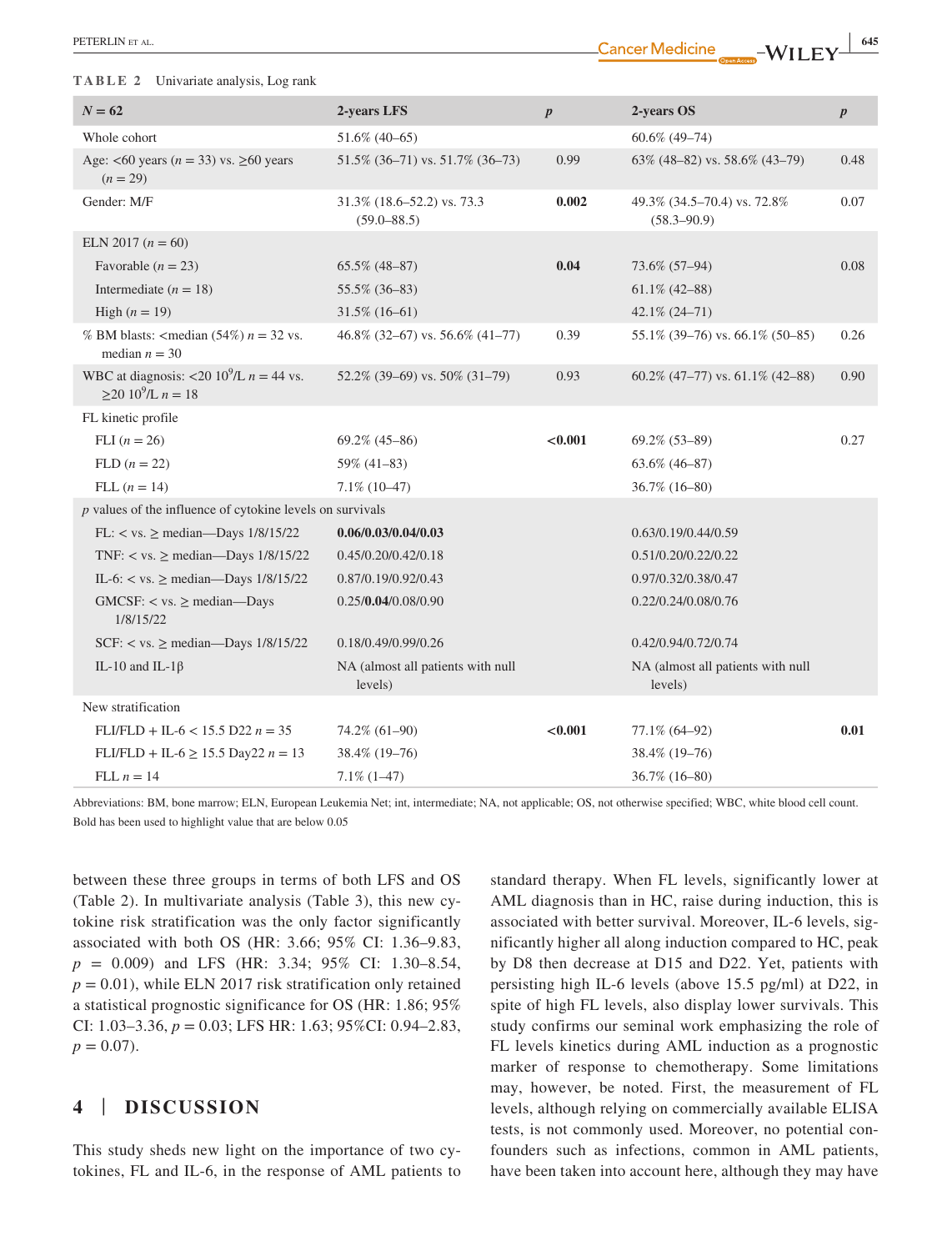**TABLE 2** Univariate analysis, Log rank

| $N = 62$ | 2-years LFS | $p$ | 2-years OS | $p$ |
|---|---|---|---|---|
| Whole cohort | 51.6% (40–65) | | 60.6% (49–74) | |
| Age: <60 years ($n = 33$) vs. ≥60 years ($n = 29$) | 51.5% (36–71) vs. 51.7% (36–73) | 0.99 | 63% (48–82) vs. 58.6% (43–79) | 0.48 |
| Gender: M/F | 31.3% (18.6–52.2) vs. 73.3 (59.0–88.5) | **0.002** | 49.3% (34.5–70.4) vs. 72.8% (58.3–90.9) | 0.07 |
| ELN 2017 ($n = 60$) | | | | |
| Favorable ($n = 23$) | 65.5% (48–87) | **0.04** | 73.6% (57–94) | 0.08 |
| Intermediate ($n = 18$) | 55.5% (36–83) | | 61.1% (42–88) | |
| High ($n = 19$) | 31.5% (16–61) | | 42.1% (24–71) | |
| % BM blasts: <median (54%) $n = 32$ vs. median $n = 30$ | 46.8% (32–67) vs. 56.6% (41–77) | 0.39 | 55.1% (39–76) vs. 66.1% (50–85) | 0.26 |
| WBC at diagnosis: <20 $10^9$/L $n = 44$ vs. ≥20 $10^9$/L $n = 18$ | 52.2% (39–69) vs. 50% (31–79) | 0.93 | 60.2% (47–77) vs. 61.1% (42–88) | 0.90 |
| FL kinetic profile | | | | |
| FLI ($n = 26$) | 69.2% (45–86) | **<0.001** | 69.2% (53–89) | 0.27 |
| FLD ($n = 22$) | 59% (41–83) | | 63.6% (46–87) | |
| FLL ($n = 14$) | 7.1% (10–47) | | 36.7% (16–80) | |
| $p$ values of the influence of cytokine levels on survivals | | | | |
| FL: < vs. ≥ median—Days 1/8/15/22 | **0.06/0.03/0.04/0.03** | | 0.63/0.19/0.44/0.59 | |
| TNF: < vs. ≥ median—Days 1/8/15/22 | 0.45/0.20/0.42/0.18 | | 0.51/0.20/0.22/0.22 | |
| IL-6: < vs. ≥ median—Days 1/8/15/22 | 0.87/0.19/0.92/0.43 | | 0.97/0.32/0.38/0.47 | |
| GMCSF: < vs. ≥ median—Days 1/8/15/22 | 0.25/**0.04**/0.08/0.90 | | 0.22/0.24/0.08/0.76 | |
| SCF: < vs. ≥ median—Days 1/8/15/22 | 0.18/0.49/0.99/0.26 | | 0.42/0.94/0.72/0.74 | |
| IL-10 and IL-1β | NA (almost all patients with null levels) | | NA (almost all patients with null levels) | |
| New stratification | | | | |
| FLI/FLD + IL-6 < 15.5 D22 $n = 35$ | 74.2% (61–90) | **<0.001** | 77.1% (64–92) | **0.01** |
| FLI/FLD + IL-6 ≥ 15.5 Day22 $n = 13$ | 38.4% (19–76) | | 38.4% (19–76) | |
| FLL $n = 14$ | 7.1% (1–47) | | 36.7% (16–80) | |

Abbreviations: BM, bone marrow; ELN, European Leukemia Net; int, intermediate; NA, not applicable; OS, not otherwise specified; WBC, white blood cell count.
Bold has been used to highlight value that are below 0.05

between these three groups in terms of both LFS and OS (Table 2). In multivariate analysis (Table 3), this new cytokine risk stratification was the only factor significantly associated with both OS (HR: 3.66; 95% CI: 1.36–9.83, $p = 0.009$) and LFS (HR: 3.34; 95% CI: 1.30–8.54, $p = 0.01$), while ELN 2017 risk stratification only retained a statistical prognostic significance for OS (HR: 1.86; 95% CI: 1.03–3.36, $p = 0.03$; LFS HR: 1.63; 95%CI: 0.94–2.83, $p = 0.07$).

## 4 | DISCUSSION

This study sheds new light on the importance of two cytokines, FL and IL-6, in the response of AML patients to standard therapy. When FL levels, significantly lower at AML diagnosis than in HC, raise during induction, this is associated with better survival. Moreover, IL-6 levels, significantly higher all along induction compared to HC, peak by D8 then decrease at D15 and D22. Yet, patients with persisting high IL-6 levels (above 15.5 pg/ml) at D22, in spite of high FL levels, also display lower survivals. This study confirms our seminal work emphasizing the role of FL levels kinetics during AML induction as a prognostic marker of response to chemotherapy. Some limitations may, however, be noted. First, the measurement of FL levels, although relying on commercially available ELISA tests, is not commonly used. Moreover, no potential confounders such as infections, common in AML patients, have been taken into account here, although they may have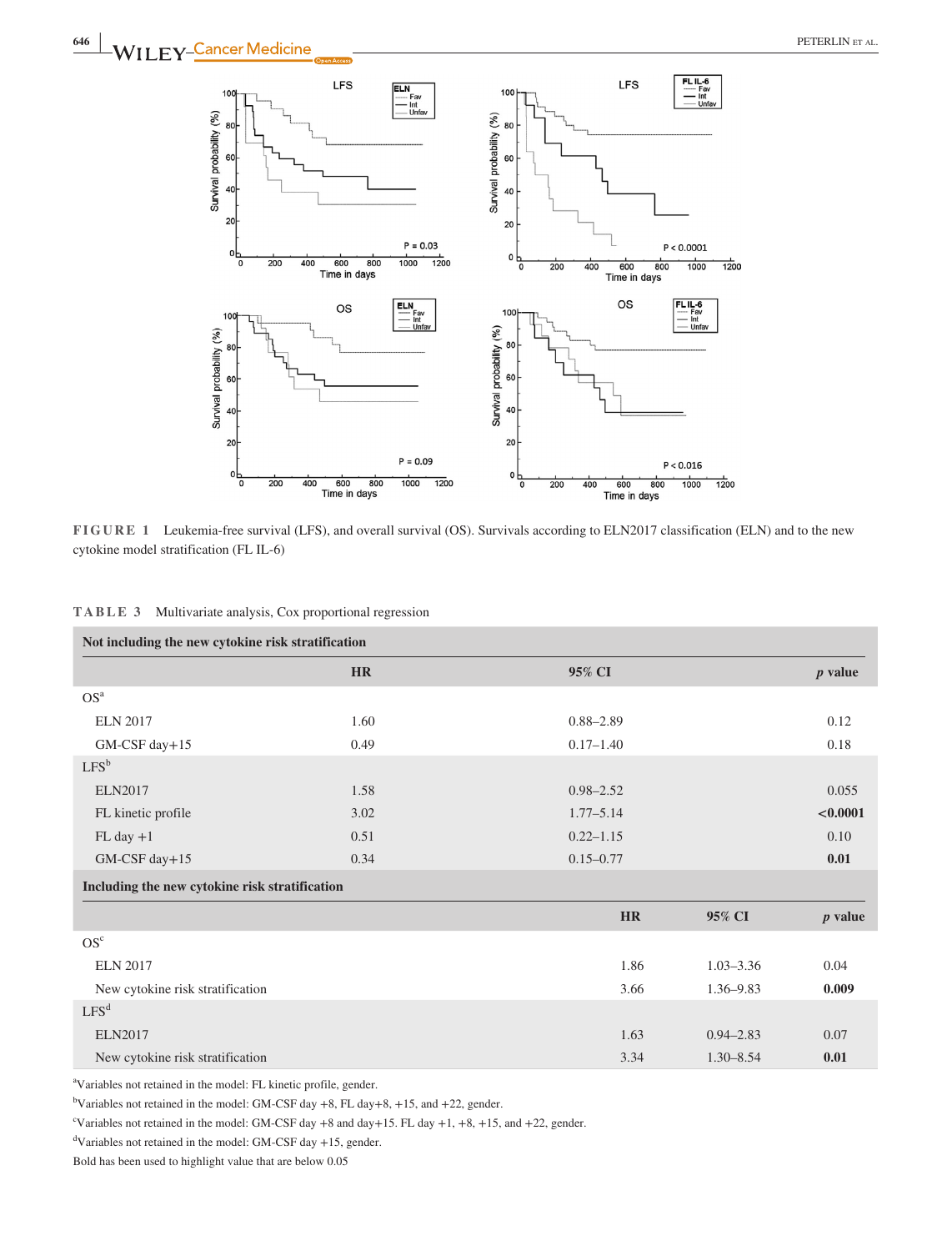**FIGURE 1** Leukemia-free survival (LFS), and overall survival (OS). Survivals according to ELN2017 classification (ELN) and to the new cytokine model stratification (FL IL-6)

**TABLE 3** Multivariate analysis, Cox proportional regression

| Not including the new cytokine risk stratification | | | |
|---|---|---|---|
| | HR | 95% CI | $p$ value |
| OS[a] | | | |
| ELN 2017 | 1.60 | 0.88–2.89 | 0.12 |
| GM-CSF day+15 | 0.49 | 0.17–1.40 | 0.18 |
| LFS[b] | | | |
| ELN2017 | 1.58 | 0.98–2.52 | 0.055 |
| FL kinetic profile | 3.02 | 1.77–5.14 | **<0.0001** |
| FL day +1 | 0.51 | 0.22–1.15 | 0.10 |
| GM-CSF day+15 | 0.34 | 0.15–0.77 | **0.01** |
| **Including the new cytokine risk stratification** | | | |
| | HR | 95% CI | $p$ value |
| OS[c] | | | |
| ELN 2017 | 1.86 | 1.03–3.36 | 0.04 |
| New cytokine risk stratification | 3.66 | 1.36–9.83 | **0.009** |
| LFS[d] | | | |
| ELN2017 | 1.63 | 0.94–2.83 | 0.07 |
| New cytokine risk stratification | 3.34 | 1.30–8.54 | **0.01** |

[a]Variables not retained in the model: FL kinetic profile, gender.

[b]Variables not retained in the model: GM-CSF day +8, FL day+8, +15, and +22, gender.

[c]Variables not retained in the model: GM-CSF day +8 and day+15. FL day +1, +8, +15, and +22, gender.

[d]Variables not retained in the model: GM-CSF day +15, gender.

Bold has been used to highlight value that are below 0.05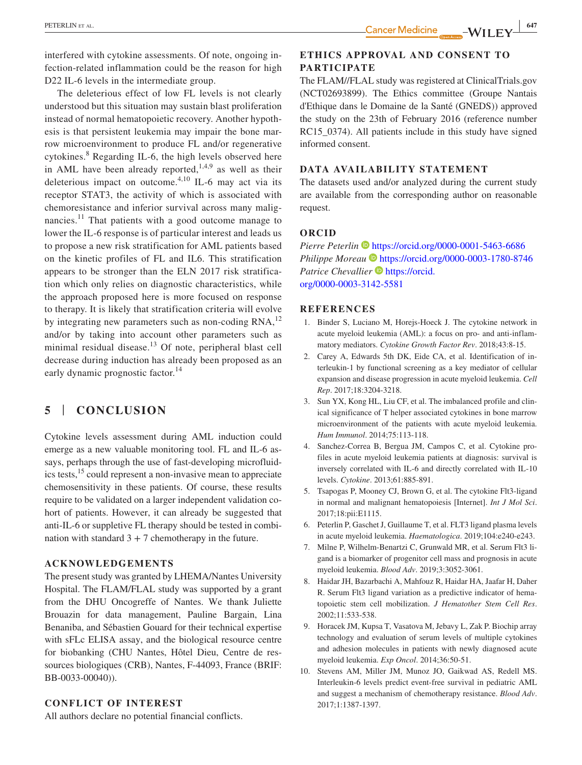interfered with cytokine assessments. Of note, ongoing infection-related inflammation could be the reason for high D22 IL-6 levels in the intermediate group.

The deleterious effect of low FL levels is not clearly understood but this situation may sustain blast proliferation instead of normal hematopoietic recovery. Another hypothesis is that persistent leukemia may impair the bone marrow microenvironment to produce FL and/or regenerative cytokines.[8] Regarding IL-6, the high levels observed here in AML have been already reported,[1,4,9] as well as their deleterious impact on outcome.[4,10] IL-6 may act via its receptor STAT3, the activity of which is associated with chemoresistance and inferior survival across many malignancies.[11] That patients with a good outcome manage to lower the IL-6 response is of particular interest and leads us to propose a new risk stratification for AML patients based on the kinetic profiles of FL and IL6. This stratification appears to be stronger than the ELN 2017 risk stratification which only relies on diagnostic characteristics, while the approach proposed here is more focused on response to therapy. It is likely that stratification criteria will evolve by integrating new parameters such as non-coding RNA,[12] and/or by taking into account other parameters such as minimal residual disease.[13] Of note, peripheral blast cell decrease during induction has already been proposed as an early dynamic prognostic factor.[14]

## 5 | CONCLUSION

Cytokine levels assessment during AML induction could emerge as a new valuable monitoring tool. FL and IL-6 assays, perhaps through the use of fast-developing microfluidics tests,[15] could represent a non-invasive mean to appreciate chemosensitivity in these patients. Of course, these results require to be validated on a larger independent validation cohort of patients. However, it can already be suggested that anti-IL-6 or suppletive FL therapy should be tested in combination with standard 3 + 7 chemotherapy in the future.

### ACKNOWLEDGEMENTS

The present study was granted by LHEMA/Nantes University Hospital. The FLAM/FLAL study was supported by a grant from the DHU Oncogreffe of Nantes. We thank Juliette Brouazin for data management, Pauline Bargain, Lina Benaniba, and Sébastien Gouard for their technical expertise with sFLc ELISA assay, and the biological resource centre for biobanking (CHU Nantes, Hôtel Dieu, Centre de ressources biologiques (CRB), Nantes, F-44093, France (BRIF: BB-0033-00040)).

### CONFLICT OF INTEREST

All authors declare no potential financial conflicts.

### ETHICS APPROVAL AND CONSENT TO PARTICIPATE

The FLAM//FLAL study was registered at ClinicalTrials.gov (NCT02693899). The Ethics committee (Groupe Nantais d'Ethique dans le Domaine de la Santé (GNEDS)) approved the study on the 23th of February 2016 (reference number RC15_0374). All patients include in this study have signed informed consent.

### DATA AVAILABILITY STATEMENT

The datasets used and/or analyzed during the current study are available from the corresponding author on reasonable request.

### ORCID

*Pierre Peterlin* https://orcid.org/0000-0001-5463-6686
*Philippe Moreau* https://orcid.org/0000-0003-1780-8746
*Patrice Chevallier* https://orcid.org/0000-0003-3142-5581

### REFERENCES

1. Binder S, Luciano M, Horejs-Hoeck J. The cytokine network in acute myeloid leukemia (AML): a focus on pro- and anti-inflammatory mediators. *Cytokine Growth Factor Rev*. 2018;43:8-15.
2. Carey A, Edwards 5th DK, Eide CA, et al. Identification of interleukin-1 by functional screening as a key mediator of cellular expansion and disease progression in acute myeloid leukemia. *Cell Rep*. 2017;18:3204-3218.
3. Sun YX, Kong HL, Liu CF, et al. The imbalanced profile and clinical significance of T helper associated cytokines in bone marrow microenvironment of the patients with acute myeloid leukemia. *Hum Immunol*. 2014;75:113-118.
4. Sanchez-Correa B, Bergua JM, Campos C, et al. Cytokine profiles in acute myeloid leukemia patients at diagnosis: survival is inversely correlated with IL-6 and directly correlated with IL-10 levels. *Cytokine*. 2013;61:885-891.
5. Tsapogas P, Mooney CJ, Brown G, et al. The cytokine Flt3-ligand in normal and malignant hematopoiesis [Internet]. *Int J Mol Sci*. 2017;18:pii:E1115.
6. Peterlin P, Gaschet J, Guillaume T, et al. FLT3 ligand plasma levels in acute myeloid leukemia. *Haematologica*. 2019;104:e240-e243.
7. Milne P, Wilhelm-Benartzi C, Grunwald MR, et al. Serum Flt3 ligand is a biomarker of progenitor cell mass and prognosis in acute myeloid leukemia. *Blood Adv*. 2019;3:3052-3061.
8. Haidar JH, Bazarbachi A, Mahfouz R, Haidar HA, Jaafar H, Daher R. Serum Flt3 ligand variation as a predictive indicator of hematopoietic stem cell mobilization. *J Hematother Stem Cell Res*. 2002;11:533-538.
9. Horacek JM, Kupsa T, Vasatova M, Jebavy L, Zak P. Biochip array technology and evaluation of serum levels of multiple cytokines and adhesion molecules in patients with newly diagnosed acute myeloid leukemia. *Exp Oncol*. 2014;36:50-51.
10. Stevens AM, Miller JM, Munoz JO, Gaikwad AS, Redell MS. Interleukin-6 levels predict event-free survival in pediatric AML and suggest a mechanism of chemotherapy resistance. *Blood Adv*. 2017;1:1387-1397.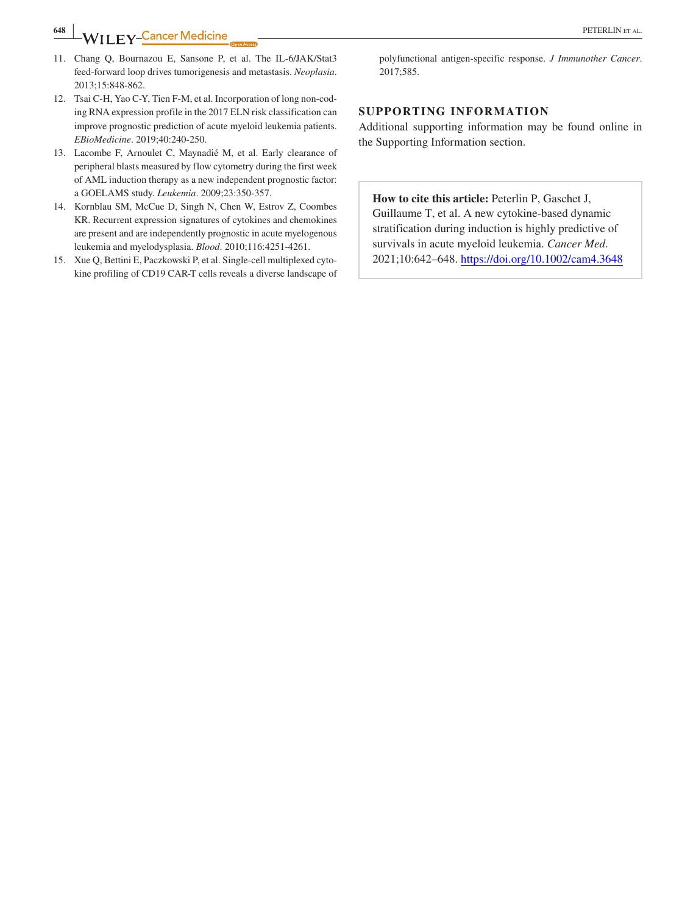11. Chang Q, Bournazou E, Sansone P, et al. The IL-6/JAK/Stat3 feed-forward loop drives tumorigenesis and metastasis. *Neoplasia*. 2013;15:848-862.
12. Tsai C-H, Yao C-Y, Tien F-M, et al. Incorporation of long non-coding RNA expression profile in the 2017 ELN risk classification can improve prognostic prediction of acute myeloid leukemia patients. *EBioMedicine*. 2019;40:240-250.
13. Lacombe F, Arnoulet C, Maynadié M, et al. Early clearance of peripheral blasts measured by flow cytometry during the first week of AML induction therapy as a new independent prognostic factor: a GOELAMS study. *Leukemia*. 2009;23:350-357.
14. Kornblau SM, McCue D, Singh N, Chen W, Estrov Z, Coombes KR. Recurrent expression signatures of cytokines and chemokines are present and are independently prognostic in acute myelogenous leukemia and myelodysplasia. *Blood*. 2010;116:4251-4261.
15. Xue Q, Bettini E, Paczkowski P, et al. Single-cell multiplexed cytokine profiling of CD19 CAR-T cells reveals a diverse landscape of polyfunctional antigen-specific response. *J Immunother Cancer*. 2017;585.

## SUPPORTING INFORMATION

Additional supporting information may be found online in the Supporting Information section.

**How to cite this article:** Peterlin P, Gaschet J, Guillaume T, et al. A new cytokine-based dynamic stratification during induction is highly predictive of survivals in acute myeloid leukemia. *Cancer Med*. 2021;10:642–648. https://doi.org/10.1002/cam4.3648